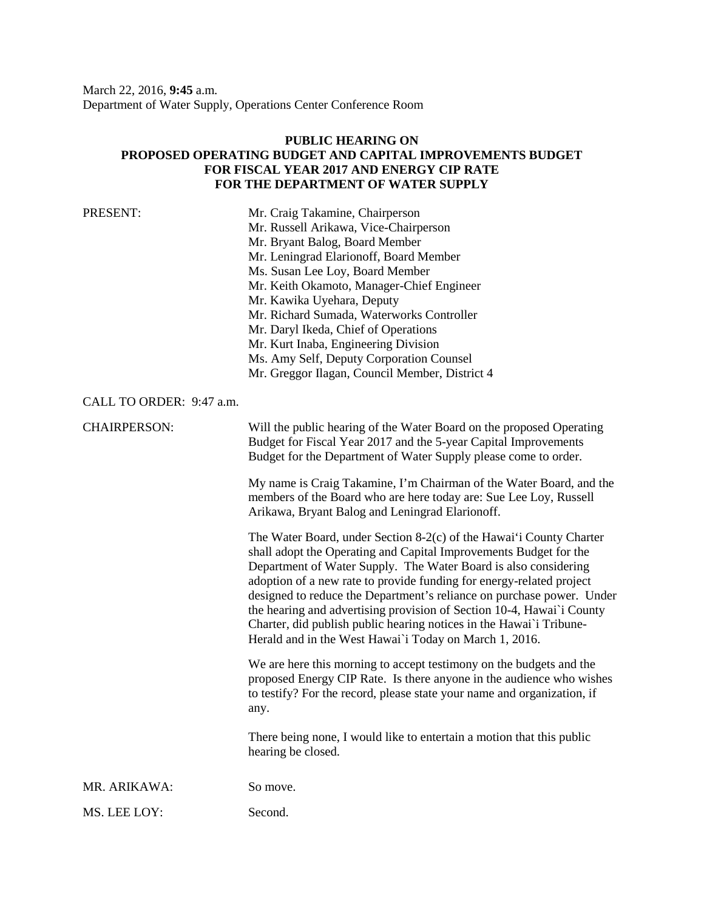March 22, 2016, **9:45** a.m.
Department of Water Supply, Operations Center Conference Room

**PUBLIC HEARING ON
PROPOSED OPERATING BUDGET AND CAPITAL IMPROVEMENTS BUDGET
FOR FISCAL YEAR 2017 AND ENERGY CIP RATE
FOR THE DEPARTMENT OF WATER SUPPLY**

PRESENT: Mr. Craig Takamine, Chairperson
Mr. Russell Arikawa, Vice-Chairperson
Mr. Bryant Balog, Board Member
Mr. Leningrad Elarionoff, Board Member
Ms. Susan Lee Loy, Board Member
Mr. Keith Okamoto, Manager-Chief Engineer
Mr. Kawika Uyehara, Deputy
Mr. Richard Sumada, Waterworks Controller
Mr. Daryl Ikeda, Chief of Operations
Mr. Kurt Inaba, Engineering Division
Ms. Amy Self, Deputy Corporation Counsel
Mr. Greggor Ilagan, Council Member, District 4

CALL TO ORDER: 9:47 a.m.

CHAIRPERSON: Will the public hearing of the Water Board on the proposed Operating Budget for Fiscal Year 2017 and the 5-year Capital Improvements Budget for the Department of Water Supply please come to order.

My name is Craig Takamine, I'm Chairman of the Water Board, and the members of the Board who are here today are: Sue Lee Loy, Russell Arikawa, Bryant Balog and Leningrad Elarionoff.

The Water Board, under Section 8-2(c) of the Hawai'i County Charter shall adopt the Operating and Capital Improvements Budget for the Department of Water Supply. The Water Board is also considering adoption of a new rate to provide funding for energy-related project designed to reduce the Department's reliance on purchase power. Under the hearing and advertising provision of Section 10-4, Hawai`i County Charter, did publish public hearing notices in the Hawai`i Tribune-Herald and in the West Hawai`i Today on March 1, 2016.

We are here this morning to accept testimony on the budgets and the proposed Energy CIP Rate. Is there anyone in the audience who wishes to testify? For the record, please state your name and organization, if any.

There being none, I would like to entertain a motion that this public hearing be closed.

MR. ARIKAWA: So move.

MS. LEE LOY: Second.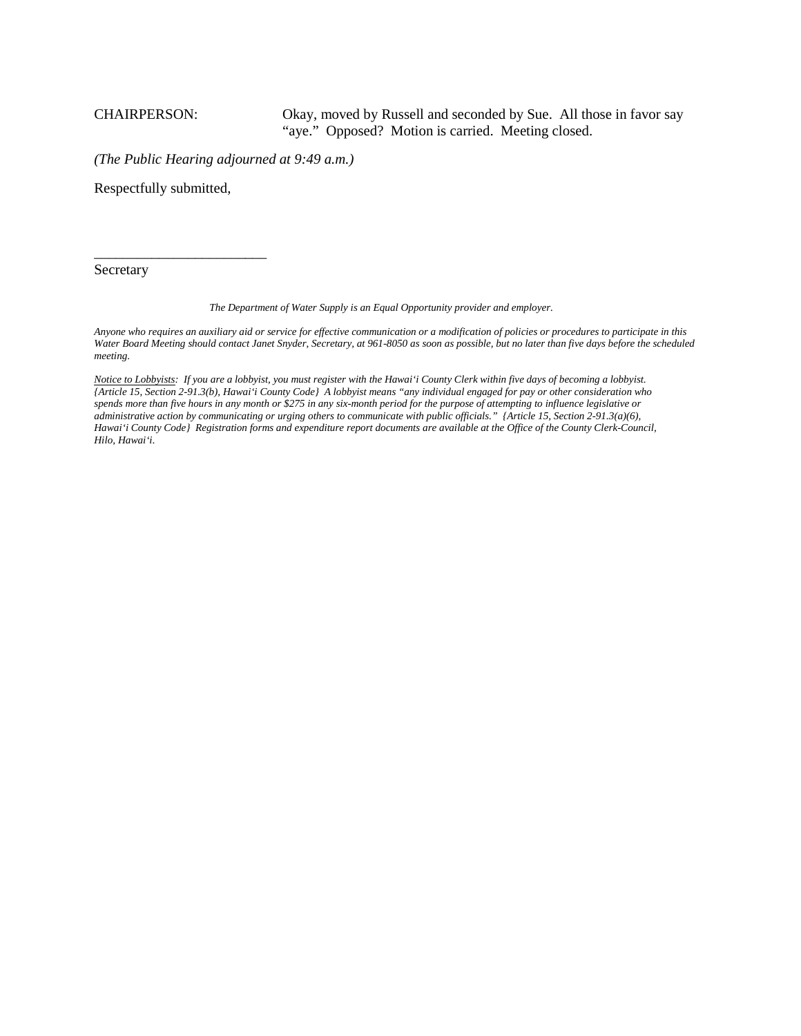CHAIRPERSON: Okay, moved by Russell and seconded by Sue. All those in favor say "aye." Opposed? Motion is carried. Meeting closed.

*(The Public Hearing adjourned at 9:49 a.m.)*

Respectfully submitted,

________________________

Secretary

*The Department of Water Supply is an Equal Opportunity provider and employer.*

*Anyone who requires an auxiliary aid or service for effective communication or a modification of policies or procedures to participate in this Water Board Meeting should contact Janet Snyder, Secretary, at 961-8050 as soon as possible, but no later than five days before the scheduled meeting.*

*Notice to Lobbyists: If you are a lobbyist, you must register with the Hawai'i County Clerk within five days of becoming a lobbyist. {Article 15, Section 2-91.3(b), Hawai'i County Code} A lobbyist means "any individual engaged for pay or other consideration who spends more than five hours in any month or $275 in any six-month period for the purpose of attempting to influence legislative or administrative action by communicating or urging others to communicate with public officials." {Article 15, Section 2-91.3(a)(6), Hawai'i County Code} Registration forms and expenditure report documents are available at the Office of the County Clerk-Council, Hilo, Hawai'i.*